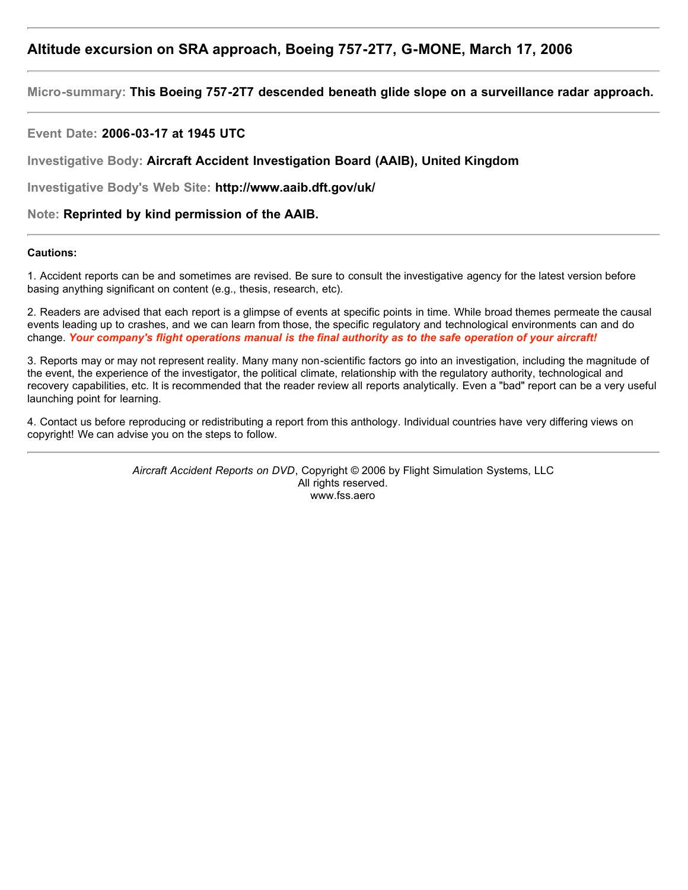## Altitude excursion on SRA approach, Boeing 757-2T7, G-MONE, March 17, 2006

---

**Micro-summary: This Boeing 757-2T7 descended beneath glide slope on a surveillance radar approach.**

---

**Event Date: 2006-03-17 at 1945 UTC**

**Investigative Body: Aircraft Accident Investigation Board (AAIB), United Kingdom**

**Investigative Body's Web Site: http://www.aaib.dft.gov/uk/**

**Note: Reprinted by kind permission of the AAIB.**

---

**Cautions:**

1. Accident reports can be and sometimes are revised. Be sure to consult the investigative agency for the latest version before basing anything significant on content (e.g., thesis, research, etc).

2. Readers are advised that each report is a glimpse of events at specific points in time. While broad themes permeate the causal events leading up to crashes, and we can learn from those, the specific regulatory and technological environments can and do change. ***Your company's flight operations manual is the final authority as to the safe operation of your aircraft!***

3. Reports may or may not represent reality. Many many non-scientific factors go into an investigation, including the magnitude of the event, the experience of the investigator, the political climate, relationship with the regulatory authority, technological and recovery capabilities, etc. It is recommended that the reader review all reports analytically. Even a "bad" report can be a very useful launching point for learning.

4. Contact us before reproducing or redistributing a report from this anthology. Individual countries have very differing views on copyright! We can advise you on the steps to follow.

---

*Aircraft Accident Reports on DVD*, Copyright © 2006 by Flight Simulation Systems, LLC
All rights reserved.
www.fss.aero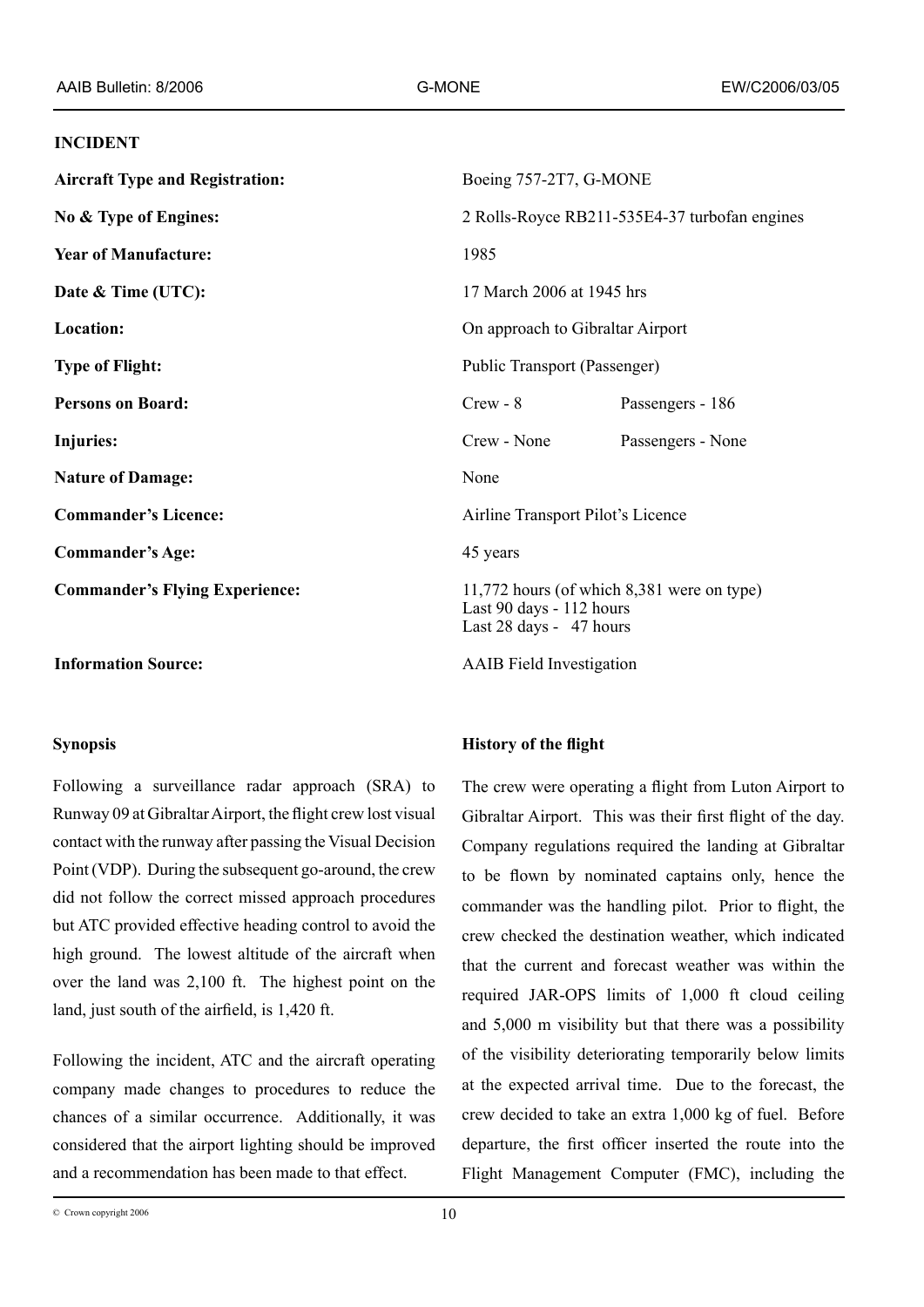## INCIDENT

| | | |
|---|---|---|
| **Aircraft Type and Registration:** | Boeing 757-2T7, G-MONE | |
| **No & Type of Engines:** | 2 Rolls-Royce RB211-535E4-37 turbofan engines | |
| **Year of Manufacture:** | 1985 | |
| **Date & Time (UTC):** | 17 March 2006 at 1945 hrs | |
| **Location:** | On approach to Gibraltar Airport | |
| **Type of Flight:** | Public Transport (Passenger) | |
| **Persons on Board:** | Crew - 8 | Passengers - 186 |
| **Injuries:** | Crew - None | Passengers - None |
| **Nature of Damage:** | None | |
| **Commander's Licence:** | Airline Transport Pilot's Licence | |
| **Commander's Age:** | 45 years | |
| **Commander's Flying Experience:** | 11,772 hours (of which 8,381 were on type)<br>Last 90 days - 112 hours<br>Last 28 days - 47 hours | |
| **Information Source:** | AAIB Field Investigation | |

### Synopsis

Following a surveillance radar approach (SRA) to Runway 09 at Gibraltar Airport, the flight crew lost visual contact with the runway after passing the Visual Decision Point (VDP). During the subsequent go-around, the crew did not follow the correct missed approach procedures but ATC provided effective heading control to avoid the high ground. The lowest altitude of the aircraft when over the land was 2,100 ft. The highest point on the land, just south of the airfield, is 1,420 ft.

Following the incident, ATC and the aircraft operating company made changes to procedures to reduce the chances of a similar occurrence. Additionally, it was considered that the airport lighting should be improved and a recommendation has been made to that effect.

### History of the flight

The crew were operating a flight from Luton Airport to Gibraltar Airport. This was their first flight of the day. Company regulations required the landing at Gibraltar to be flown by nominated captains only, hence the commander was the handling pilot. Prior to flight, the crew checked the destination weather, which indicated that the current and forecast weather was within the required JAR-OPS limits of 1,000 ft cloud ceiling and 5,000 m visibility but that there was a possibility of the visibility deteriorating temporarily below limits at the expected arrival time. Due to the forecast, the crew decided to take an extra 1,000 kg of fuel. Before departure, the first officer inserted the route into the Flight Management Computer (FMC), including the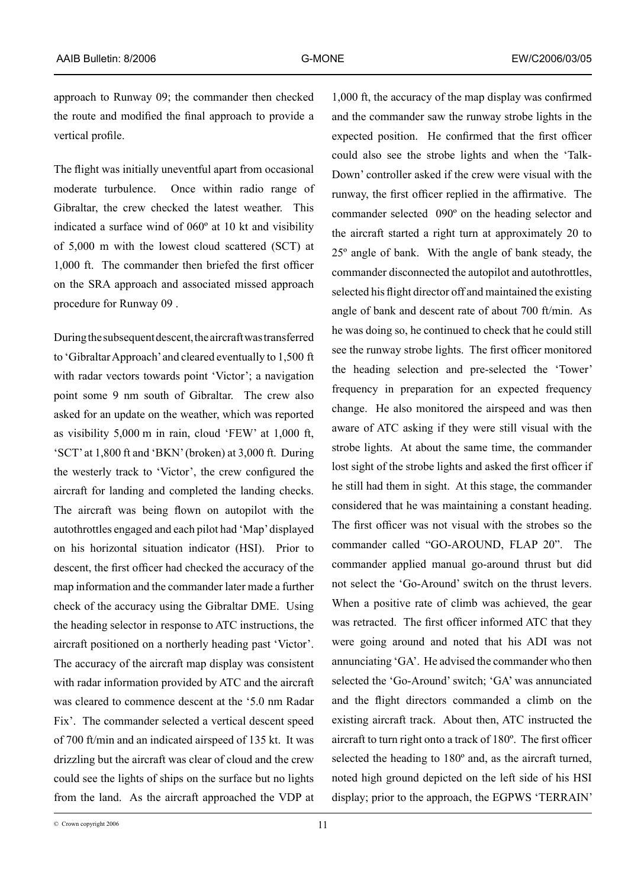approach to Runway 09; the commander then checked the route and modified the final approach to provide a vertical profile.

The flight was initially uneventful apart from occasional moderate turbulence. Once within radio range of Gibraltar, the crew checked the latest weather. This indicated a surface wind of 060º at 10 kt and visibility of 5,000 m with the lowest cloud scattered (SCT) at 1,000 ft. The commander then briefed the first officer on the SRA approach and associated missed approach procedure for Runway 09 .

During the subsequent descent, the aircraft was transferred to 'Gibraltar Approach' and cleared eventually to 1,500 ft with radar vectors towards point 'Victor'; a navigation point some 9 nm south of Gibraltar. The crew also asked for an update on the weather, which was reported as visibility 5,000 m in rain, cloud 'FEW' at 1,000 ft, 'SCT' at 1,800 ft and 'BKN' (broken) at 3,000 ft. During the westerly track to 'Victor', the crew configured the aircraft for landing and completed the landing checks. The aircraft was being flown on autopilot with the autothrottles engaged and each pilot had 'Map' displayed on his horizontal situation indicator (HSI). Prior to descent, the first officer had checked the accuracy of the map information and the commander later made a further check of the accuracy using the Gibraltar DME. Using the heading selector in response to ATC instructions, the aircraft positioned on a northerly heading past 'Victor'. The accuracy of the aircraft map display was consistent with radar information provided by ATC and the aircraft was cleared to commence descent at the '5.0 nm Radar Fix'. The commander selected a vertical descent speed of 700 ft/min and an indicated airspeed of 135 kt. It was drizzling but the aircraft was clear of cloud and the crew could see the lights of ships on the surface but no lights from the land. As the aircraft approached the VDP at 1,000 ft, the accuracy of the map display was confirmed and the commander saw the runway strobe lights in the expected position. He confirmed that the first officer could also see the strobe lights and when the 'Talk-Down' controller asked if the crew were visual with the runway, the first officer replied in the affirmative. The commander selected 090º on the heading selector and the aircraft started a right turn at approximately 20 to 25º angle of bank. With the angle of bank steady, the commander disconnected the autopilot and autothrottles, selected his flight director off and maintained the existing angle of bank and descent rate of about 700 ft/min. As he was doing so, he continued to check that he could still see the runway strobe lights. The first officer monitored the heading selection and pre-selected the 'Tower' frequency in preparation for an expected frequency change. He also monitored the airspeed and was then aware of ATC asking if they were still visual with the strobe lights. At about the same time, the commander lost sight of the strobe lights and asked the first officer if he still had them in sight. At this stage, the commander considered that he was maintaining a constant heading. The first officer was not visual with the strobes so the commander called "GO-AROUND, FLAP 20". The commander applied manual go-around thrust but did not select the 'Go-Around' switch on the thrust levers. When a positive rate of climb was achieved, the gear was retracted. The first officer informed ATC that they were going around and noted that his ADI was not annunciating 'GA'. He advised the commander who then selected the 'Go-Around' switch; 'GA' was annunciated and the flight directors commanded a climb on the existing aircraft track. About then, ATC instructed the aircraft to turn right onto a track of 180º. The first officer selected the heading to 180º and, as the aircraft turned, noted high ground depicted on the left side of his HSI display; prior to the approach, the EGPWS 'TERRAIN'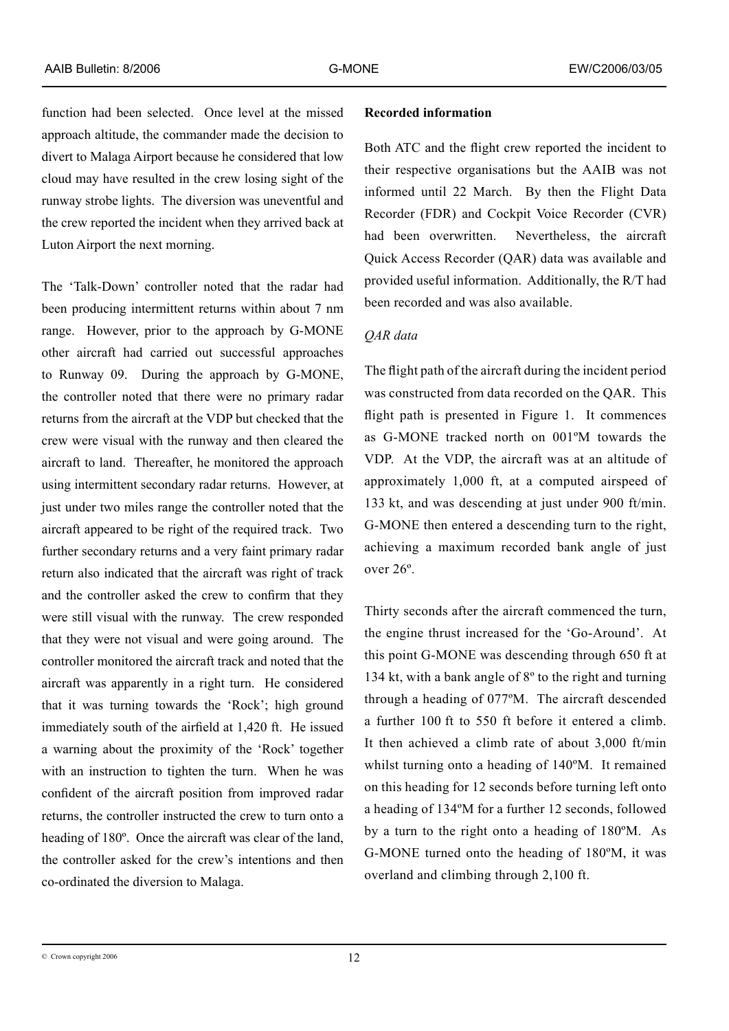function had been selected. Once level at the missed approach altitude, the commander made the decision to divert to Malaga Airport because he considered that low cloud may have resulted in the crew losing sight of the runway strobe lights. The diversion was uneventful and the crew reported the incident when they arrived back at Luton Airport the next morning.

The 'Talk-Down' controller noted that the radar had been producing intermittent returns within about 7 nm range. However, prior to the approach by G-MONE other aircraft had carried out successful approaches to Runway 09. During the approach by G-MONE, the controller noted that there were no primary radar returns from the aircraft at the VDP but checked that the crew were visual with the runway and then cleared the aircraft to land. Thereafter, he monitored the approach using intermittent secondary radar returns. However, at just under two miles range the controller noted that the aircraft appeared to be right of the required track. Two further secondary returns and a very faint primary radar return also indicated that the aircraft was right of track and the controller asked the crew to confirm that they were still visual with the runway. The crew responded that they were not visual and were going around. The controller monitored the aircraft track and noted that the aircraft was apparently in a right turn. He considered that it was turning towards the 'Rock'; high ground immediately south of the airfield at 1,420 ft. He issued a warning about the proximity of the 'Rock' together with an instruction to tighten the turn. When he was confident of the aircraft position from improved radar returns, the controller instructed the crew to turn onto a heading of 180º. Once the aircraft was clear of the land, the controller asked for the crew's intentions and then co-ordinated the diversion to Malaga.

**Recorded information**

Both ATC and the flight crew reported the incident to their respective organisations but the AAIB was not informed until 22 March. By then the Flight Data Recorder (FDR) and Cockpit Voice Recorder (CVR) had been overwritten. Nevertheless, the aircraft Quick Access Recorder (QAR) data was available and provided useful information. Additionally, the R/T had been recorded and was also available.

*QAR data*

The flight path of the aircraft during the incident period was constructed from data recorded on the QAR. This flight path is presented in Figure 1. It commences as G-MONE tracked north on 001ºM towards the VDP. At the VDP, the aircraft was at an altitude of approximately 1,000 ft, at a computed airspeed of 133 kt, and was descending at just under 900 ft/min. G-MONE then entered a descending turn to the right, achieving a maximum recorded bank angle of just over 26º.

Thirty seconds after the aircraft commenced the turn, the engine thrust increased for the 'Go-Around'. At this point G-MONE was descending through 650 ft at 134 kt, with a bank angle of 8º to the right and turning through a heading of 077ºM. The aircraft descended a further 100 ft to 550 ft before it entered a climb. It then achieved a climb rate of about 3,000 ft/min whilst turning onto a heading of 140ºM. It remained on this heading for 12 seconds before turning left onto a heading of 134ºM for a further 12 seconds, followed by a turn to the right onto a heading of 180ºM. As G-MONE turned onto the heading of 180ºM, it was overland and climbing through 2,100 ft.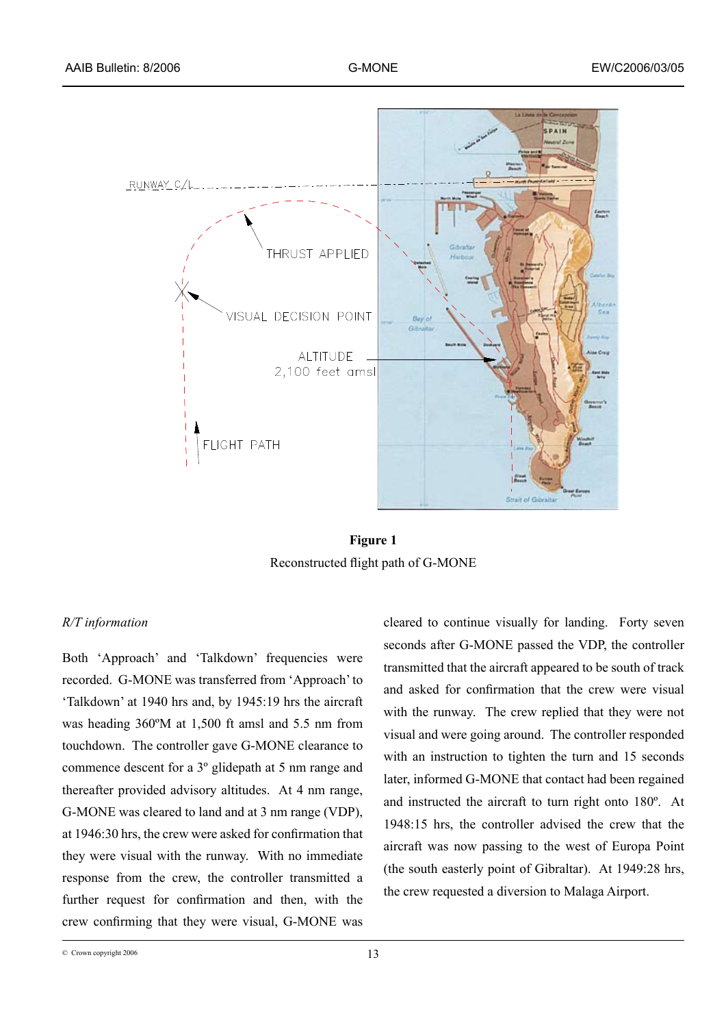**Figure 1**

Reconstructed flight path of G-MONE

*R/T information*

Both 'Approach' and 'Talkdown' frequencies were recorded. G-MONE was transferred from 'Approach' to 'Talkdown' at 1940 hrs and, by 1945:19 hrs the aircraft was heading 360ºM at 1,500 ft amsl and 5.5 nm from touchdown. The controller gave G-MONE clearance to commence descent for a 3º glidepath at 5 nm range and thereafter provided advisory altitudes. At 4 nm range, G-MONE was cleared to land and at 3 nm range (VDP), at 1946:30 hrs, the crew were asked for confirmation that they were visual with the runway. With no immediate response from the crew, the controller transmitted a further request for confirmation and then, with the crew confirming that they were visual, G-MONE was cleared to continue visually for landing. Forty seven seconds after G-MONE passed the VDP, the controller transmitted that the aircraft appeared to be south of track and asked for confirmation that the crew were visual with the runway. The crew replied that they were not visual and were going around. The controller responded with an instruction to tighten the turn and 15 seconds later, informed G-MONE that contact had been regained and instructed the aircraft to turn right onto 180º. At 1948:15 hrs, the controller advised the crew that the aircraft was now passing to the west of Europa Point (the south easterly point of Gibraltar). At 1949:28 hrs, the crew requested a diversion to Malaga Airport.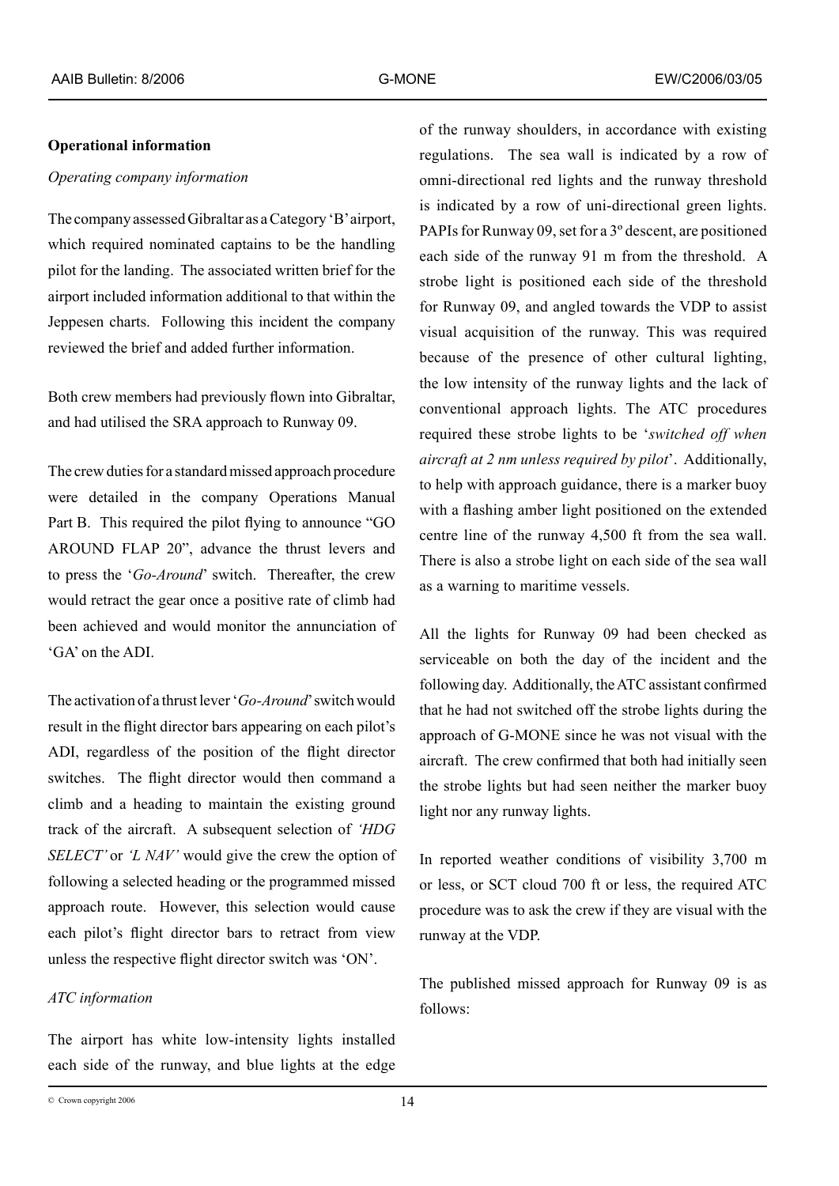**Operational information**

*Operating company information*

The company assessed Gibraltar as a Category 'B' airport, which required nominated captains to be the handling pilot for the landing. The associated written brief for the airport included information additional to that within the Jeppesen charts. Following this incident the company reviewed the brief and added further information.

Both crew members had previously flown into Gibraltar, and had utilised the SRA approach to Runway 09.

The crew duties for a standard missed approach procedure were detailed in the company Operations Manual Part B. This required the pilot flying to announce "GO AROUND FLAP 20", advance the thrust levers and to press the '*Go-Around*' switch. Thereafter, the crew would retract the gear once a positive rate of climb had been achieved and would monitor the annunciation of 'GA' on the ADI.

The activation of a thrust lever '*Go-Around*' switch would result in the flight director bars appearing on each pilot's ADI, regardless of the position of the flight director switches. The flight director would then command a climb and a heading to maintain the existing ground track of the aircraft. A subsequent selection of *'HDG SELECT'* or *'L NAV'* would give the crew the option of following a selected heading or the programmed missed approach route. However, this selection would cause each pilot's flight director bars to retract from view unless the respective flight director switch was 'ON'.

*ATC information*

The airport has white low-intensity lights installed each side of the runway, and blue lights at the edge of the runway shoulders, in accordance with existing regulations. The sea wall is indicated by a row of omni-directional red lights and the runway threshold is indicated by a row of uni-directional green lights. PAPIs for Runway 09, set for a 3º descent, are positioned each side of the runway 91 m from the threshold. A strobe light is positioned each side of the threshold for Runway 09, and angled towards the VDP to assist visual acquisition of the runway. This was required because of the presence of other cultural lighting, the low intensity of the runway lights and the lack of conventional approach lights. The ATC procedures required these strobe lights to be '*switched off when aircraft at 2 nm unless required by pilot*'. Additionally, to help with approach guidance, there is a marker buoy with a flashing amber light positioned on the extended centre line of the runway 4,500 ft from the sea wall. There is also a strobe light on each side of the sea wall as a warning to maritime vessels.

All the lights for Runway 09 had been checked as serviceable on both the day of the incident and the following day. Additionally, the ATC assistant confirmed that he had not switched off the strobe lights during the approach of G-MONE since he was not visual with the aircraft. The crew confirmed that both had initially seen the strobe lights but had seen neither the marker buoy light nor any runway lights.

In reported weather conditions of visibility 3,700 m or less, or SCT cloud 700 ft or less, the required ATC procedure was to ask the crew if they are visual with the runway at the VDP.

The published missed approach for Runway 09 is as follows: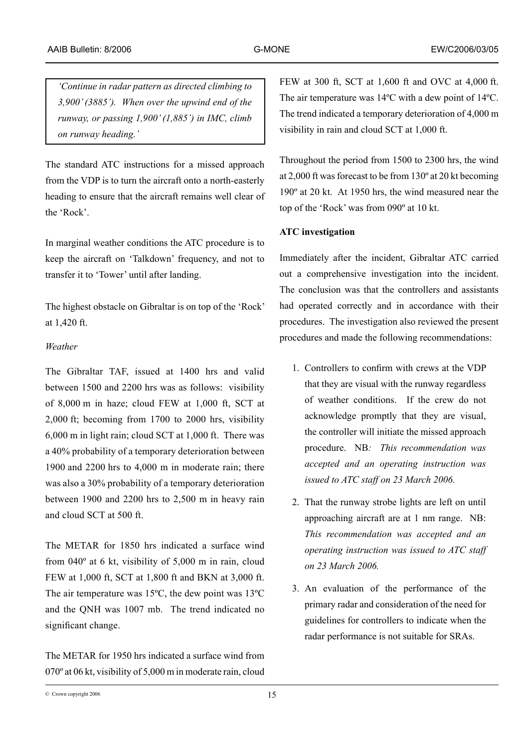> *'Continue in radar pattern as directed climbing to 3,900' (3885'). When over the upwind end of the runway, or passing 1,900' (1,885') in IMC, climb on runway heading.'*

The standard ATC instructions for a missed approach from the VDP is to turn the aircraft onto a north-easterly heading to ensure that the aircraft remains well clear of the 'Rock'.

In marginal weather conditions the ATC procedure is to keep the aircraft on 'Talkdown' frequency, and not to transfer it to 'Tower' until after landing.

The highest obstacle on Gibraltar is on top of the 'Rock' at 1,420 ft.

*Weather*

The Gibraltar TAF, issued at 1400 hrs and valid between 1500 and 2200 hrs was as follows: visibility of 8,000 m in haze; cloud FEW at 1,000 ft, SCT at 2,000 ft; becoming from 1700 to 2000 hrs, visibility 6,000 m in light rain; cloud SCT at 1,000 ft. There was a 40% probability of a temporary deterioration between 1900 and 2200 hrs to 4,000 m in moderate rain; there was also a 30% probability of a temporary deterioration between 1900 and 2200 hrs to 2,500 m in heavy rain and cloud SCT at 500 ft.

The METAR for 1850 hrs indicated a surface wind from 040º at 6 kt, visibility of 5,000 m in rain, cloud FEW at 1,000 ft, SCT at 1,800 ft and BKN at 3,000 ft. The air temperature was 15ºC, the dew point was 13ºC and the QNH was 1007 mb. The trend indicated no significant change.

The METAR for 1950 hrs indicated a surface wind from 070º at 06 kt, visibility of 5,000 m in moderate rain, cloud FEW at 300 ft, SCT at 1,600 ft and OVC at 4,000 ft. The air temperature was 14ºC with a dew point of 14ºC. The trend indicated a temporary deterioration of 4,000 m visibility in rain and cloud SCT at 1,000 ft.

Throughout the period from 1500 to 2300 hrs, the wind at 2,000 ft was forecast to be from 130º at 20 kt becoming 190º at 20 kt. At 1950 hrs, the wind measured near the top of the 'Rock' was from 090º at 10 kt.

**ATC investigation**

Immediately after the incident, Gibraltar ATC carried out a comprehensive investigation into the incident. The conclusion was that the controllers and assistants had operated correctly and in accordance with their procedures. The investigation also reviewed the present procedures and made the following recommendations:

1. Controllers to confirm with crews at the VDP that they are visual with the runway regardless of weather conditions. If the crew do not acknowledge promptly that they are visual, the controller will initiate the missed approach procedure. NB*: This recommendation was accepted and an operating instruction was issued to ATC staff on 23 March 2006.*
2. That the runway strobe lights are left on until approaching aircraft are at 1 nm range. NB: *This recommendation was accepted and an operating instruction was issued to ATC staff on 23 March 2006.*
3. An evaluation of the performance of the primary radar and consideration of the need for guidelines for controllers to indicate when the radar performance is not suitable for SRAs.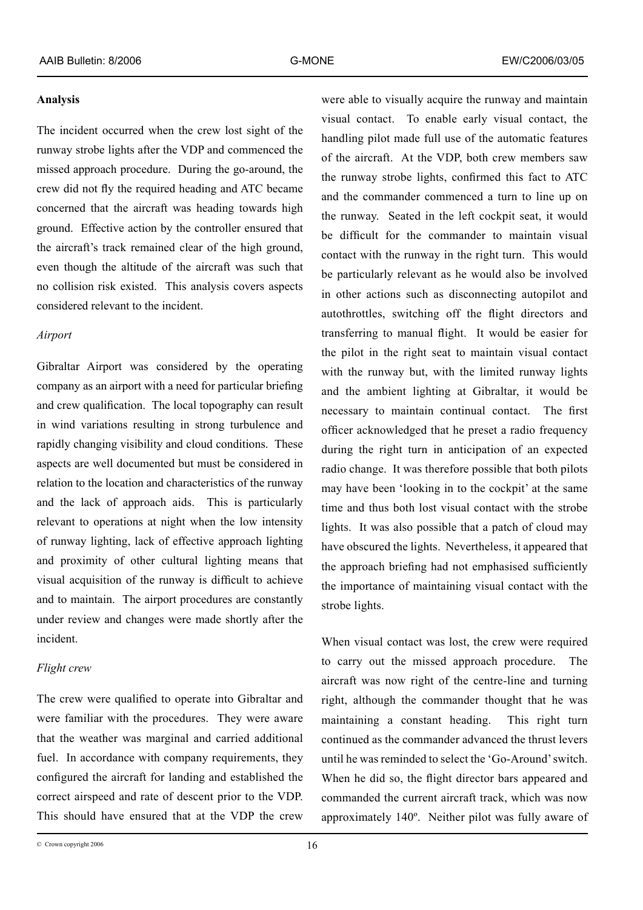**Analysis**

The incident occurred when the crew lost sight of the runway strobe lights after the VDP and commenced the missed approach procedure. During the go-around, the crew did not fly the required heading and ATC became concerned that the aircraft was heading towards high ground. Effective action by the controller ensured that the aircraft's track remained clear of the high ground, even though the altitude of the aircraft was such that no collision risk existed. This analysis covers aspects considered relevant to the incident.

*Airport*

Gibraltar Airport was considered by the operating company as an airport with a need for particular briefing and crew qualification. The local topography can result in wind variations resulting in strong turbulence and rapidly changing visibility and cloud conditions. These aspects are well documented but must be considered in relation to the location and characteristics of the runway and the lack of approach aids. This is particularly relevant to operations at night when the low intensity of runway lighting, lack of effective approach lighting and proximity of other cultural lighting means that visual acquisition of the runway is difficult to achieve and to maintain. The airport procedures are constantly under review and changes were made shortly after the incident.

*Flight crew*

The crew were qualified to operate into Gibraltar and were familiar with the procedures. They were aware that the weather was marginal and carried additional fuel. In accordance with company requirements, they configured the aircraft for landing and established the correct airspeed and rate of descent prior to the VDP. This should have ensured that at the VDP the crew were able to visually acquire the runway and maintain visual contact. To enable early visual contact, the handling pilot made full use of the automatic features of the aircraft. At the VDP, both crew members saw the runway strobe lights, confirmed this fact to ATC and the commander commenced a turn to line up on the runway. Seated in the left cockpit seat, it would be difficult for the commander to maintain visual contact with the runway in the right turn. This would be particularly relevant as he would also be involved in other actions such as disconnecting autopilot and autothrottles, switching off the flight directors and transferring to manual flight. It would be easier for the pilot in the right seat to maintain visual contact with the runway but, with the limited runway lights and the ambient lighting at Gibraltar, it would be necessary to maintain continual contact. The first officer acknowledged that he preset a radio frequency during the right turn in anticipation of an expected radio change. It was therefore possible that both pilots may have been 'looking in to the cockpit' at the same time and thus both lost visual contact with the strobe lights. It was also possible that a patch of cloud may have obscured the lights. Nevertheless, it appeared that the approach briefing had not emphasised sufficiently the importance of maintaining visual contact with the strobe lights.

When visual contact was lost, the crew were required to carry out the missed approach procedure. The aircraft was now right of the centre-line and turning right, although the commander thought that he was maintaining a constant heading. This right turn continued as the commander advanced the thrust levers until he was reminded to select the 'Go-Around' switch. When he did so, the flight director bars appeared and commanded the current aircraft track, which was now approximately 140º. Neither pilot was fully aware of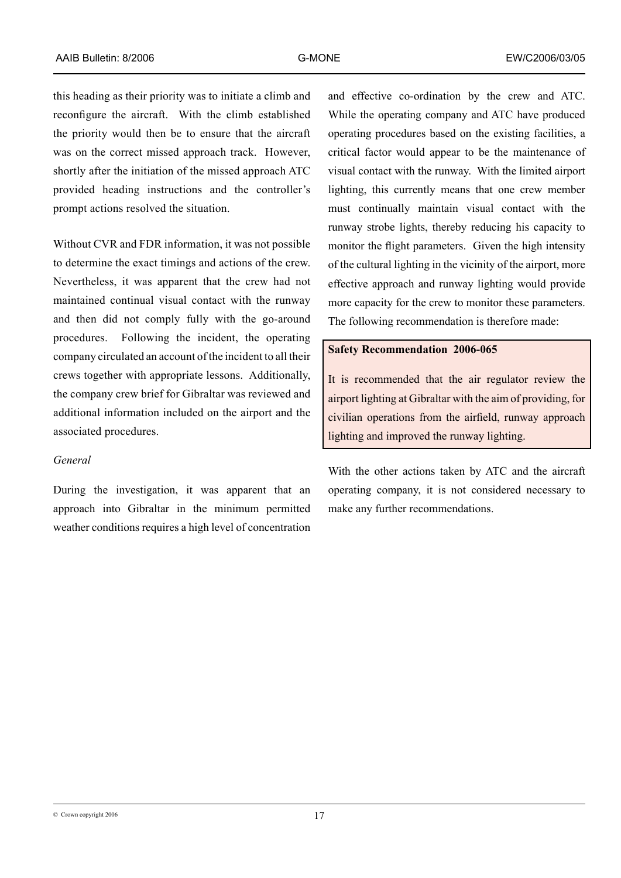this heading as their priority was to initiate a climb and reconfigure the aircraft. With the climb established the priority would then be to ensure that the aircraft was on the correct missed approach track. However, shortly after the initiation of the missed approach ATC provided heading instructions and the controller's prompt actions resolved the situation.

Without CVR and FDR information, it was not possible to determine the exact timings and actions of the crew. Nevertheless, it was apparent that the crew had not maintained continual visual contact with the runway and then did not comply fully with the go-around procedures. Following the incident, the operating company circulated an account of the incident to all their crews together with appropriate lessons. Additionally, the company crew brief for Gibraltar was reviewed and additional information included on the airport and the associated procedures.

*General*

During the investigation, it was apparent that an approach into Gibraltar in the minimum permitted weather conditions requires a high level of concentration and effective co-ordination by the crew and ATC. While the operating company and ATC have produced operating procedures based on the existing facilities, a critical factor would appear to be the maintenance of visual contact with the runway. With the limited airport lighting, this currently means that one crew member must continually maintain visual contact with the runway strobe lights, thereby reducing his capacity to monitor the flight parameters. Given the high intensity of the cultural lighting in the vicinity of the airport, more effective approach and runway lighting would provide more capacity for the crew to monitor these parameters. The following recommendation is therefore made:

**Safety Recommendation 2006-065**

It is recommended that the air regulator review the airport lighting at Gibraltar with the aim of providing, for civilian operations from the airfield, runway approach lighting and improved the runway lighting.

With the other actions taken by ATC and the aircraft operating company, it is not considered necessary to make any further recommendations.